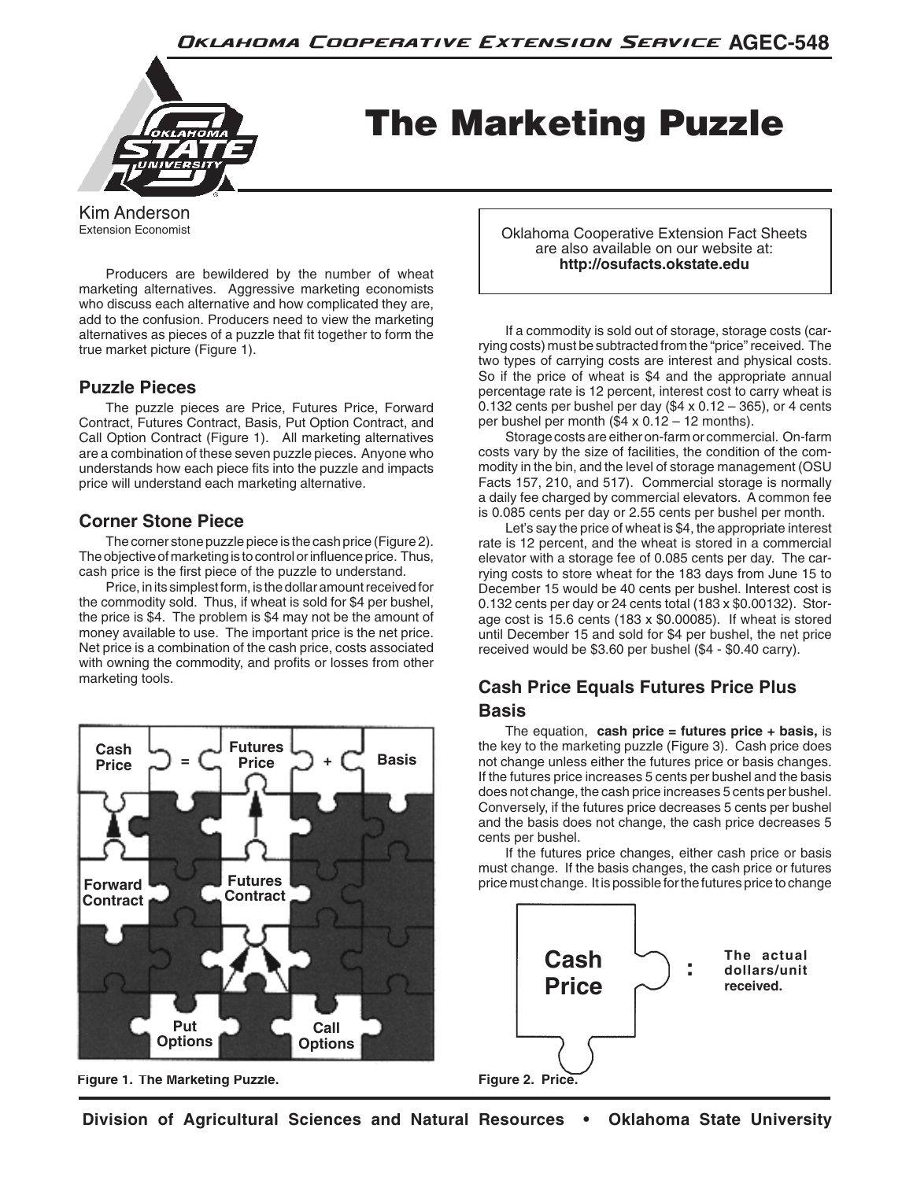# The Marketing Puzzle

Kim Anderson
Extension Economist

Oklahoma Cooperative Extension Fact Sheets are also available on our website at: **http://osufacts.okstate.edu**

Producers are bewildered by the number of wheat marketing alternatives. Aggressive marketing economists who discuss each alternative and how complicated they are, add to the confusion. Producers need to view the marketing alternatives as pieces of a puzzle that fit together to form the true market picture (Figure 1).

## Puzzle Pieces

The puzzle pieces are Price, Futures Price, Forward Contract, Futures Contract, Basis, Put Option Contract, and Call Option Contract (Figure 1). All marketing alternatives are a combination of these seven puzzle pieces. Anyone who understands how each piece fits into the puzzle and impacts price will understand each marketing alternative.

## Corner Stone Piece

The corner stone puzzle piece is the cash price (Figure 2). The objective of marketing is to control or influence price. Thus, cash price is the first piece of the puzzle to understand.

Price, in its simplest form, is the dollar amount received for the commodity sold. Thus, if wheat is sold for $4 per bushel, the price is $4. The problem is $4 may not be the amount of money available to use. The important price is the net price. Net price is a combination of the cash price, costs associated with owning the commodity, and profits or losses from other marketing tools.

Cash Price = Futures Price + Basis

Forward Contract

Futures Contract

Put Options

Call Options

**Figure 1. The Marketing Puzzle.**

If a commodity is sold out of storage, storage costs (carrying costs) must be subtracted from the "price" received. The two types of carrying costs are interest and physical costs. So if the price of wheat is $4 and the appropriate annual percentage rate is 12 percent, interest cost to carry wheat is 0.132 cents per bushel per day ($4 x 0.12 – 365), or 4 cents per bushel per month ($4 x 0.12 – 12 months).

Storage costs are either on-farm or commercial. On-farm costs vary by the size of facilities, the condition of the commodity in the bin, and the level of storage management (OSU Facts 157, 210, and 517). Commercial storage is normally a daily fee charged by commercial elevators. A common fee is 0.085 cents per day or 2.55 cents per bushel per month.

Let's say the price of wheat is $4, the appropriate interest rate is 12 percent, and the wheat is stored in a commercial elevator with a storage fee of 0.085 cents per day. The carrying costs to store wheat for the 183 days from June 15 to December 15 would be 40 cents per bushel. Interest cost is 0.132 cents per day or 24 cents total (183 x $0.00132). Storage cost is 15.6 cents (183 x $0.00085). If wheat is stored until December 15 and sold for $4 per bushel, the net price received would be $3.60 per bushel ($4 - $0.40 carry).

## Cash Price Equals Futures Price Plus Basis

The equation, **cash price = futures price + basis,** is the key to the marketing puzzle (Figure 3). Cash price does not change unless either the futures price or basis changes. If the futures price increases 5 cents per bushel and the basis does not change, the cash price increases 5 cents per bushel. Conversely, if the futures price decreases 5 cents per bushel and the basis does not change, the cash price decreases 5 cents per bushel.

If the futures price changes, either cash price or basis must change. If the basis changes, the cash price or futures price must change. It is possible for the futures price to change

**Cash Price** : **The actual dollars/unit received.**

**Figure 2. Price.**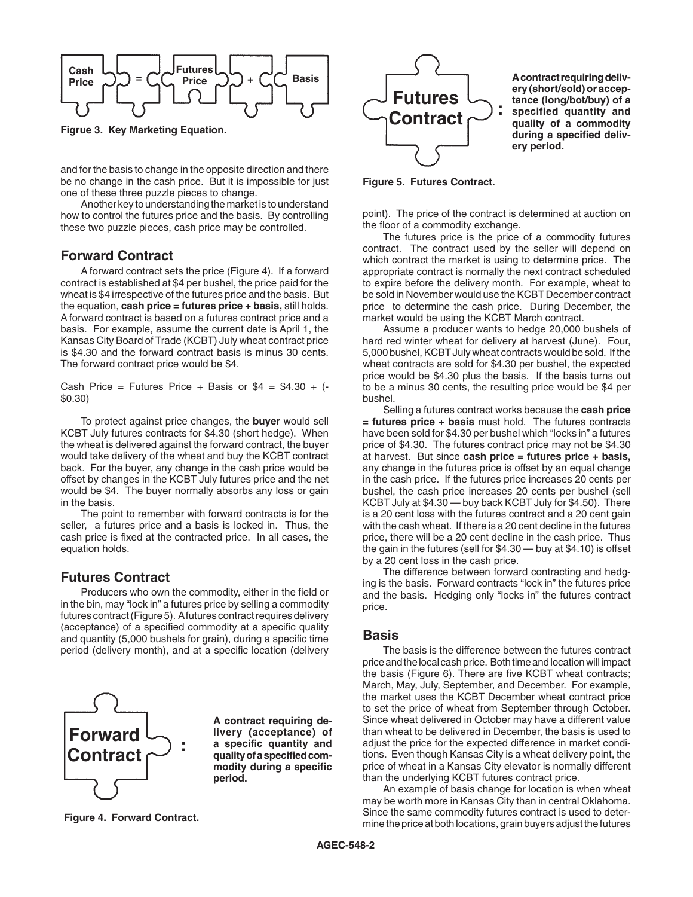Cash Price = Futures Price + Basis

**Figrue 3. Key Marketing Equation.**

and for the basis to change in the opposite direction and there be no change in the cash price. But it is impossible for just one of these three puzzle pieces to change.

Another key to understanding the market is to understand how to control the futures price and the basis. By controlling these two puzzle pieces, cash price may be controlled.

## Forward Contract

A forward contract sets the price (Figure 4). If a forward contract is established at $4 per bushel, the price paid for the wheat is $4 irrespective of the futures price and the basis. But the equation, **cash price = futures price + basis,** still holds. A forward contract is based on a futures contract price and a basis. For example, assume the current date is April 1, the Kansas City Board of Trade (KCBT) July wheat contract price is $4.30 and the forward contract basis is minus 30 cents. The forward contract price would be $4.

Cash Price = Futures Price + Basis or $4 = $4.30 + (-$0.30)

To protect against price changes, the **buyer** would sell KCBT July futures contracts for $4.30 (short hedge). When the wheat is delivered against the forward contract, the buyer would take delivery of the wheat and buy the KCBT contract back. For the buyer, any change in the cash price would be offset by changes in the KCBT July futures price and the net would be $4. The buyer normally absorbs any loss or gain in the basis.

The point to remember with forward contracts is for the seller, a futures price and a basis is locked in. Thus, the cash price is fixed at the contracted price. In all cases, the equation holds.

## Futures Contract

Producers who own the commodity, either in the field or in the bin, may "lock in" a futures price by selling a commodity futures contract (Figure 5). A futures contract requires delivery (acceptance) of a specified commodity at a specific quality and quantity (5,000 bushels for grain), during a specific time period (delivery month), and at a specific location (delivery point). The price of the contract is determined at auction on the floor of a commodity exchange.

**Forward Contract: A contract requiring delivery (acceptance) of a specific quantity and quality of a specified commodity during a specific period.**

**Figure 4. Forward Contract.**

**Futures Contract: A contract requiring delivery (short/sold) or acceptance (long/bot/buy) of a specified quantity and quality of a commodity during a specified delivery period.**

**Figure 5. Futures Contract.**

The futures price is the price of a commodity futures contract. The contract used by the seller will depend on which contract the market is using to determine price. The appropriate contract is normally the next contract scheduled to expire before the delivery month. For example, wheat to be sold in November would use the KCBT December contract price to determine the cash price. During December, the market would be using the KCBT March contract.

Assume a producer wants to hedge 20,000 bushels of hard red winter wheat for delivery at harvest (June). Four, 5,000 bushel, KCBT July wheat contracts would be sold. If the wheat contracts are sold for $4.30 per bushel, the expected price would be $4.30 plus the basis. If the basis turns out to be a minus 30 cents, the resulting price would be $4 per bushel.

Selling a futures contract works because the **cash price = futures price + basis** must hold. The futures contracts have been sold for $4.30 per bushel which "locks in" a futures price of $4.30. The futures contract price may not be $4.30 at harvest. But since **cash price = futures price + basis,** any change in the futures price is offset by an equal change in the cash price. If the futures price increases 20 cents per bushel, the cash price increases 20 cents per bushel (sell KCBT July at $4.30 — buy back KCBT July for $4.50). There is a 20 cent loss with the futures contract and a 20 cent gain with the cash wheat. If there is a 20 cent decline in the futures price, there will be a 20 cent decline in the cash price. Thus the gain in the futures (sell for $4.30 — buy at $4.10) is offset by a 20 cent loss in the cash price.

The difference between forward contracting and hedging is the basis. Forward contracts "lock in" the futures price and the basis. Hedging only "locks in" the futures contract price.

## Basis

The basis is the difference between the futures contract price and the local cash price. Both time and location will impact the basis (Figure 6). There are five KCBT wheat contracts; March, May, July, September, and December. For example, the market uses the KCBT December wheat contract price to set the price of wheat from September through October. Since wheat delivered in October may have a different value than wheat to be delivered in December, the basis is used to adjust the price for the expected difference in market conditions. Even though Kansas City is a wheat delivery point, the price of wheat in a Kansas City elevator is normally different than the underlying KCBT futures contract price.

An example of basis change for location is when wheat may be worth more in Kansas City than in central Oklahoma. Since the same commodity futures contract is used to determine the price at both locations, grain buyers adjust the futures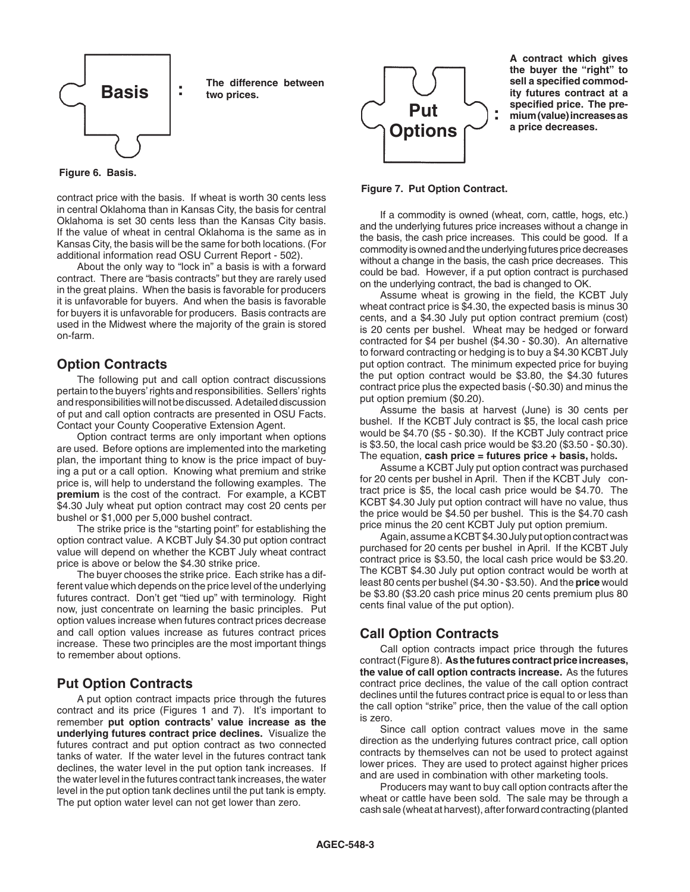**Basis**: The difference between two prices.

Figure 6. Basis.

contract price with the basis. If wheat is worth 30 cents less in central Oklahoma than in Kansas City, the basis for central Oklahoma is set 30 cents less than the Kansas City basis. If the value of wheat in central Oklahoma is the same as in Kansas City, the basis will be the same for both locations. (For additional information read OSU Current Report - 502).

About the only way to "lock in" a basis is with a forward contract. There are "basis contracts" but they are rarely used in the great plains. When the basis is favorable for producers it is unfavorable for buyers. And when the basis is favorable for buyers it is unfavorable for producers. Basis contracts are used in the Midwest where the majority of the grain is stored on-farm.

## Option Contracts

The following put and call option contract discussions pertain to the buyers' rights and responsibilities. Sellers' rights and responsibilities will not be discussed. A detailed discussion of put and call option contracts are presented in OSU Facts. Contact your County Cooperative Extension Agent.

Option contract terms are only important when options are used. Before options are implemented into the marketing plan, the important thing to know is the price impact of buying a put or a call option. Knowing what premium and strike price is, will help to understand the following examples. The **premium** is the cost of the contract. For example, a KCBT $4.30 July wheat put option contract may cost 20 cents per bushel or $1,000 per 5,000 bushel contract.

The strike price is the "starting point" for establishing the option contract value. A KCBT July $4.30 put option contract value will depend on whether the KCBT July wheat contract price is above or below the $4.30 strike price.

The buyer chooses the strike price. Each strike has a different value which depends on the price level of the underlying futures contract. Don't get "tied up" with terminology. Right now, just concentrate on learning the basic principles. Put option values increase when futures contract prices decrease and call option values increase as futures contract prices increase. These two principles are the most important things to remember about options.

## Put Option Contracts

A put option contract impacts price through the futures contract and its price (Figures 1 and 7). It's important to remember **put option contracts' value increase as the underlying futures contract price declines.** Visualize the futures contract and put option contract as two connected tanks of water. If the water level in the futures contract tank declines, the water level in the put option tank increases. If the water level in the futures contract tank increases, the water level in the put option tank declines until the put tank is empty. The put option water level can not get lower than zero.

**Put Options**: **A contract which gives the buyer the "right" to sell a specified commodity futures contract at a specified price. The premium (value) increases as a price decreases.**

Figure 7. Put Option Contract.

If a commodity is owned (wheat, corn, cattle, hogs, etc.) and the underlying futures price increases without a change in the basis, the cash price increases. This could be good. If a commodity is owned and the underlying futures price decreases without a change in the basis, the cash price decreases. This could be bad. However, if a put option contract is purchased on the underlying contract, the bad is changed to OK.

Assume wheat is growing in the field, the KCBT July wheat contract price is $4.30, the expected basis is minus 30 cents, and a $4.30 July put option contract premium (cost) is 20 cents per bushel. Wheat may be hedged or forward contracted for $4 per bushel ($4.30 - $0.30). An alternative to forward contracting or hedging is to buy a $4.30 KCBT July put option contract. The minimum expected price for buying the put option contract would be $3.80, the $4.30 futures contract price plus the expected basis (-$0.30) and minus the put option premium ($0.20).

Assume the basis at harvest (June) is 30 cents per bushel. If the KCBT July contract is $5, the local cash price would be $4.70 ($5 - $0.30). If the KCBT July contract price is $3.50, the local cash price would be $3.20 ($3.50 - $0.30). The equation, **cash price = futures price + basis,** holds**.**

Assume a KCBT July put option contract was purchased for 20 cents per bushel in April. Then if the KCBT July contract price is $5, the local cash price would be $4.70. The KCBT $4.30 July put option contract will have no value, thus the price would be $4.50 per bushel. This is the $4.70 cash price minus the 20 cent KCBT July put option premium.

Again, assume a KCBT $4.30 July put option contract was purchased for 20 cents per bushel in April. If the KCBT July contract price is $3.50, the local cash price would be $3.20. The KCBT $4.30 July put option contract would be worth at least 80 cents per bushel ($4.30 - $3.50). And the **price** would be $3.80 ($3.20 cash price minus 20 cents premium plus 80 cents final value of the put option).

## Call Option Contracts

Call option contracts impact price through the futures contract (Figure 8). **As the futures contract price increases, the value of call option contracts increase.** As the futures contract price declines, the value of the call option contract declines until the futures contract price is equal to or less than the call option "strike" price, then the value of the call option is zero.

Since call option contract values move in the same direction as the underlying futures contract price, call option contracts by themselves can not be used to protect against lower prices. They are used to protect against higher prices and are used in combination with other marketing tools.

Producers may want to buy call option contracts after the wheat or cattle have been sold. The sale may be through a cash sale (wheat at harvest), after forward contracting (planted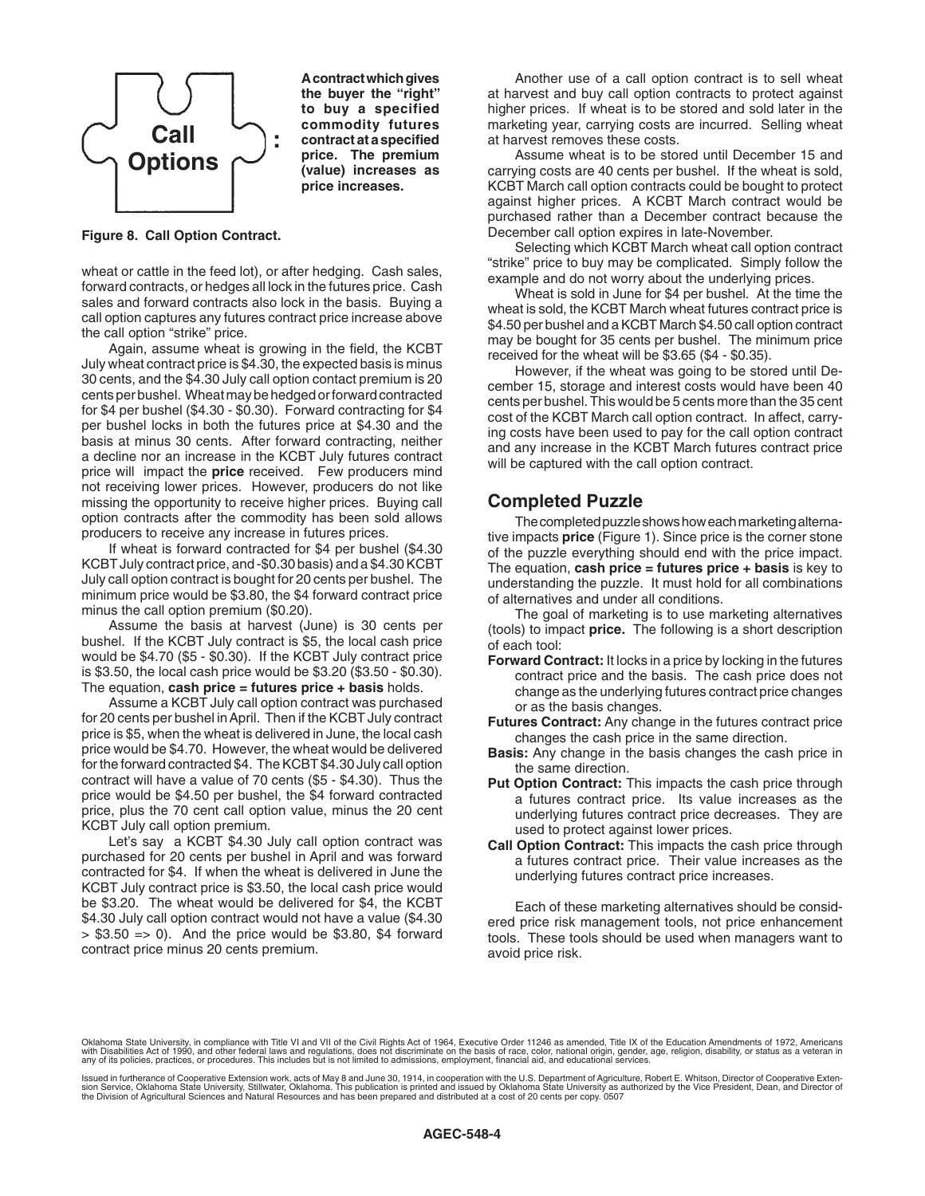**Call Options:** A contract which gives the buyer the "right" to buy a specified commodity futures contract at a specified price. The premium (value) increases as price increases.

**Figure 8. Call Option Contract.**

wheat or cattle in the feed lot), or after hedging. Cash sales, forward contracts, or hedges all lock in the futures price. Cash sales and forward contracts also lock in the basis. Buying a call option captures any futures contract price increase above the call option "strike" price.

Again, assume wheat is growing in the field, the KCBT July wheat contract price is $4.30, the expected basis is minus 30 cents, and the $4.30 July call option contact premium is 20 cents per bushel. Wheat may be hedged or forward contracted for $4 per bushel ($4.30 - $0.30). Forward contracting for $4 per bushel locks in both the futures price at $4.30 and the basis at minus 30 cents. After forward contracting, neither a decline nor an increase in the KCBT July futures contract price will impact the **price** received. Few producers mind not receiving lower prices. However, producers do not like missing the opportunity to receive higher prices. Buying call option contracts after the commodity has been sold allows producers to receive any increase in futures prices.

If wheat is forward contracted for $4 per bushel ($4.30 KCBT July contract price, and -$0.30 basis) and a $4.30 KCBT July call option contract is bought for 20 cents per bushel. The minimum price would be $3.80, the $4 forward contract price minus the call option premium ($0.20).

Assume the basis at harvest (June) is 30 cents per bushel. If the KCBT July contract is $5, the local cash price would be $4.70 ($5 - $0.30). If the KCBT July contract price is $3.50, the local cash price would be $3.20 ($3.50 - $0.30). The equation, **cash price = futures price + basis** holds.

Assume a KCBT July call option contract was purchased for 20 cents per bushel in April. Then if the KCBT July contract price is $5, when the wheat is delivered in June, the local cash price would be $4.70. However, the wheat would be delivered for the forward contracted $4. The KCBT $4.30 July call option contract will have a value of 70 cents ($5 - $4.30). Thus the price would be $4.50 per bushel, the $4 forward contracted price, plus the 70 cent call option value, minus the 20 cent KCBT July call option premium.

Let's say a KCBT $4.30 July call option contract was purchased for 20 cents per bushel in April and was forward contracted for $4. If when the wheat is delivered in June the KCBT July contract price is $3.50, the local cash price would be $3.20. The wheat would be delivered for $4, the KCBT $4.30 July call option contract would not have a value ($4.30 > $3.50 => 0). And the price would be $3.80, $4 forward contract price minus 20 cents premium.

Another use of a call option contract is to sell wheat at harvest and buy call option contracts to protect against higher prices. If wheat is to be stored and sold later in the marketing year, carrying costs are incurred. Selling wheat at harvest removes these costs.

Assume wheat is to be stored until December 15 and carrying costs are 40 cents per bushel. If the wheat is sold, KCBT March call option contracts could be bought to protect against higher prices. A KCBT March contract would be purchased rather than a December contract because the December call option expires in late-November.

Selecting which KCBT March wheat call option contract "strike" price to buy may be complicated. Simply follow the example and do not worry about the underlying prices.

Wheat is sold in June for $4 per bushel. At the time the wheat is sold, the KCBT March wheat futures contract price is $4.50 per bushel and a KCBT March $4.50 call option contract may be bought for 35 cents per bushel. The minimum price received for the wheat will be $3.65 ($4 - $0.35).

However, if the wheat was going to be stored until December 15, storage and interest costs would have been 40 cents per bushel. This would be 5 cents more than the 35 cent cost of the KCBT March call option contract. In affect, carrying costs have been used to pay for the call option contract and any increase in the KCBT March futures contract price will be captured with the call option contract.

## Completed Puzzle

The completed puzzle shows how each marketing alternative impacts **price** (Figure 1). Since price is the corner stone of the puzzle everything should end with the price impact. The equation, **cash price = futures price + basis** is key to understanding the puzzle. It must hold for all combinations of alternatives and under all conditions.

The goal of marketing is to use marketing alternatives (tools) to impact **price.** The following is a short description of each tool:

**Forward Contract:** It locks in a price by locking in the futures contract price and the basis. The cash price does not change as the underlying futures contract price changes or as the basis changes.

**Futures Contract:** Any change in the futures contract price changes the cash price in the same direction.

**Basis:** Any change in the basis changes the cash price in the same direction.

**Put Option Contract:** This impacts the cash price through a futures contract price. Its value increases as the underlying futures contract price decreases. They are used to protect against lower prices.

**Call Option Contract:** This impacts the cash price through a futures contract price. Their value increases as the underlying futures contract price increases.

Each of these marketing alternatives should be considered price risk management tools, not price enhancement tools. These tools should be used when managers want to avoid price risk.

Oklahoma State University, in compliance with Title VI and VII of the Civil Rights Act of 1964, Executive Order 11246 as amended, Title IX of the Education Amendments of 1972, Americans with Disabilities Act of 1990, and other federal laws and regulations, does not discriminate on the basis of race, color, national origin, gender, age, religion, disability, or status as a veteran in any of its policies, practices, or procedures. This includes but is not limited to admissions, employment, financial aid, and educational services.

Issued in furtherance of Cooperative Extension work, acts of May 8 and June 30, 1914, in cooperation with the U.S. Department of Agriculture, Robert E. Whitson, Director of Cooperative Extension Service, Oklahoma State University, Stillwater, Oklahoma. This publication is printed and issued by Oklahoma State University as authorized by the Vice President, Dean, and Director of the Division of Agricultural Sciences and Natural Resources and has been prepared and distributed at a cost of 20 cents per copy. 0507

AGEC-548-4